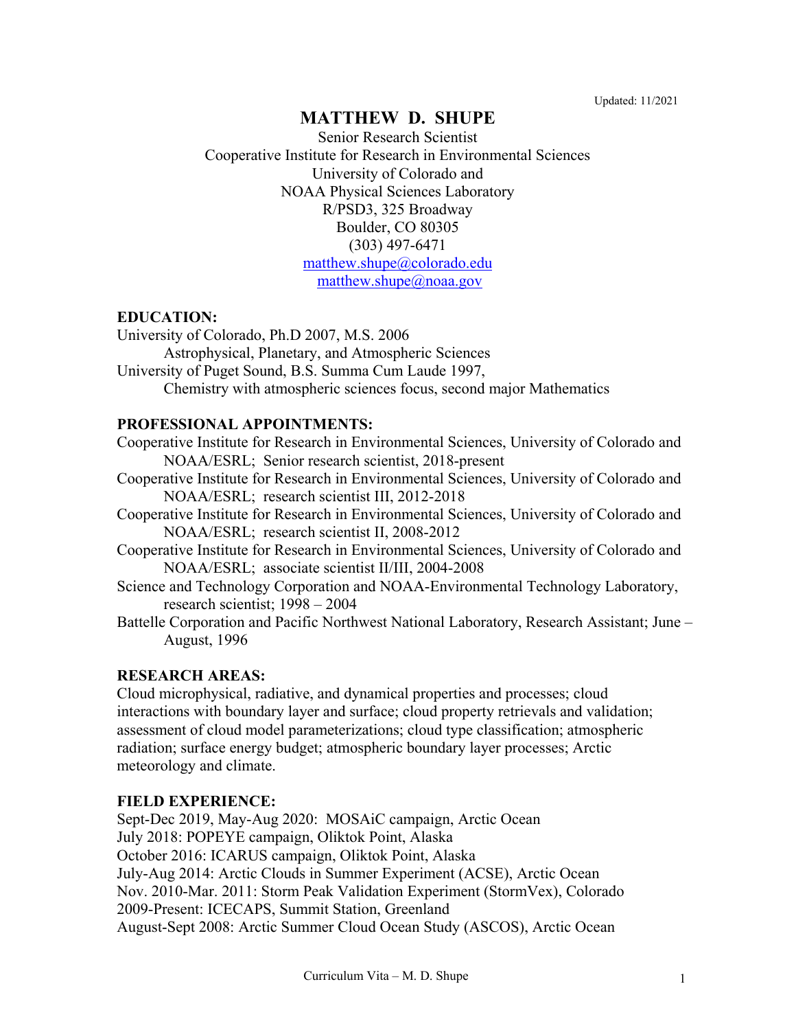Updated: 11/2021

# MATTHEW D. SHUPE

Senior Research Scientist
Cooperative Institute for Research in Environmental Sciences
University of Colorado and
NOAA Physical Sciences Laboratory
R/PSD3, 325 Broadway
Boulder, CO 80305
(303) 497-6471
matthew.shupe@colorado.edu
matthew.shupe@noaa.gov

## EDUCATION:

University of Colorado, Ph.D 2007, M.S. 2006
    Astrophysical, Planetary, and Atmospheric Sciences
University of Puget Sound, B.S. Summa Cum Laude 1997,
    Chemistry with atmospheric sciences focus, second major Mathematics

## PROFESSIONAL APPOINTMENTS:

Cooperative Institute for Research in Environmental Sciences, University of Colorado and NOAA/ESRL; Senior research scientist, 2018-present
Cooperative Institute for Research in Environmental Sciences, University of Colorado and NOAA/ESRL; research scientist III, 2012-2018
Cooperative Institute for Research in Environmental Sciences, University of Colorado and NOAA/ESRL; research scientist II, 2008-2012
Cooperative Institute for Research in Environmental Sciences, University of Colorado and NOAA/ESRL; associate scientist II/III, 2004-2008
Science and Technology Corporation and NOAA-Environmental Technology Laboratory, research scientist; 1998 – 2004
Battelle Corporation and Pacific Northwest National Laboratory, Research Assistant; June – August, 1996

## RESEARCH AREAS:

Cloud microphysical, radiative, and dynamical properties and processes; cloud interactions with boundary layer and surface; cloud property retrievals and validation; assessment of cloud model parameterizations; cloud type classification; atmospheric radiation; surface energy budget; atmospheric boundary layer processes; Arctic meteorology and climate.

## FIELD EXPERIENCE:

Sept-Dec 2019, May-Aug 2020: MOSAiC campaign, Arctic Ocean
July 2018: POPEYE campaign, Oliktok Point, Alaska
October 2016: ICARUS campaign, Oliktok Point, Alaska
July-Aug 2014: Arctic Clouds in Summer Experiment (ACSE), Arctic Ocean
Nov. 2010-Mar. 2011: Storm Peak Validation Experiment (StormVex), Colorado
2009-Present: ICECAPS, Summit Station, Greenland
August-Sept 2008: Arctic Summer Cloud Ocean Study (ASCOS), Arctic Ocean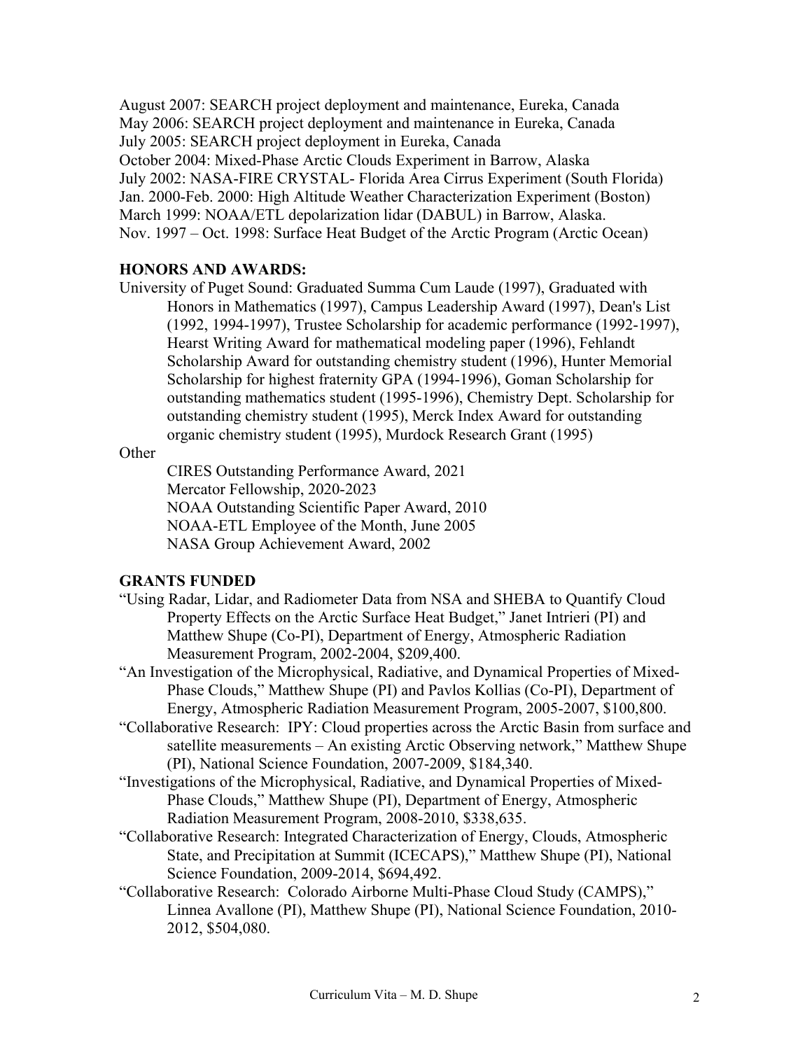August 2007: SEARCH project deployment and maintenance, Eureka, Canada
May 2006: SEARCH project deployment and maintenance in Eureka, Canada
July 2005: SEARCH project deployment in Eureka, Canada
October 2004: Mixed-Phase Arctic Clouds Experiment in Barrow, Alaska
July 2002: NASA-FIRE CRYSTAL- Florida Area Cirrus Experiment (South Florida)
Jan. 2000-Feb. 2000: High Altitude Weather Characterization Experiment (Boston)
March 1999: NOAA/ETL depolarization lidar (DABUL) in Barrow, Alaska.
Nov. 1997 – Oct. 1998: Surface Heat Budget of the Arctic Program (Arctic Ocean)

**HONORS AND AWARDS:**

University of Puget Sound: Graduated Summa Cum Laude (1997), Graduated with Honors in Mathematics (1997), Campus Leadership Award (1997), Dean's List (1992, 1994-1997), Trustee Scholarship for academic performance (1992-1997), Hearst Writing Award for mathematical modeling paper (1996), Fehlandt Scholarship Award for outstanding chemistry student (1996), Hunter Memorial Scholarship for highest fraternity GPA (1994-1996), Goman Scholarship for outstanding mathematics student (1995-1996), Chemistry Dept. Scholarship for outstanding chemistry student (1995), Merck Index Award for outstanding organic chemistry student (1995), Murdock Research Grant (1995)

Other

CIRES Outstanding Performance Award, 2021
Mercator Fellowship, 2020-2023
NOAA Outstanding Scientific Paper Award, 2010
NOAA-ETL Employee of the Month, June 2005
NASA Group Achievement Award, 2002

**GRANTS FUNDED**

"Using Radar, Lidar, and Radiometer Data from NSA and SHEBA to Quantify Cloud Property Effects on the Arctic Surface Heat Budget," Janet Intrieri (PI) and Matthew Shupe (Co-PI), Department of Energy, Atmospheric Radiation Measurement Program, 2002-2004, $209,400.

"An Investigation of the Microphysical, Radiative, and Dynamical Properties of Mixed-Phase Clouds," Matthew Shupe (PI) and Pavlos Kollias (Co-PI), Department of Energy, Atmospheric Radiation Measurement Program, 2005-2007, $100,800.

"Collaborative Research: IPY: Cloud properties across the Arctic Basin from surface and satellite measurements – An existing Arctic Observing network," Matthew Shupe (PI), National Science Foundation, 2007-2009, $184,340.

"Investigations of the Microphysical, Radiative, and Dynamical Properties of Mixed-Phase Clouds," Matthew Shupe (PI), Department of Energy, Atmospheric Radiation Measurement Program, 2008-2010, $338,635.

"Collaborative Research: Integrated Characterization of Energy, Clouds, Atmospheric State, and Precipitation at Summit (ICECAPS)," Matthew Shupe (PI), National Science Foundation, 2009-2014, $694,492.

"Collaborative Research: Colorado Airborne Multi-Phase Cloud Study (CAMPS)," Linnea Avallone (PI), Matthew Shupe (PI), National Science Foundation, 2010-2012, $504,080.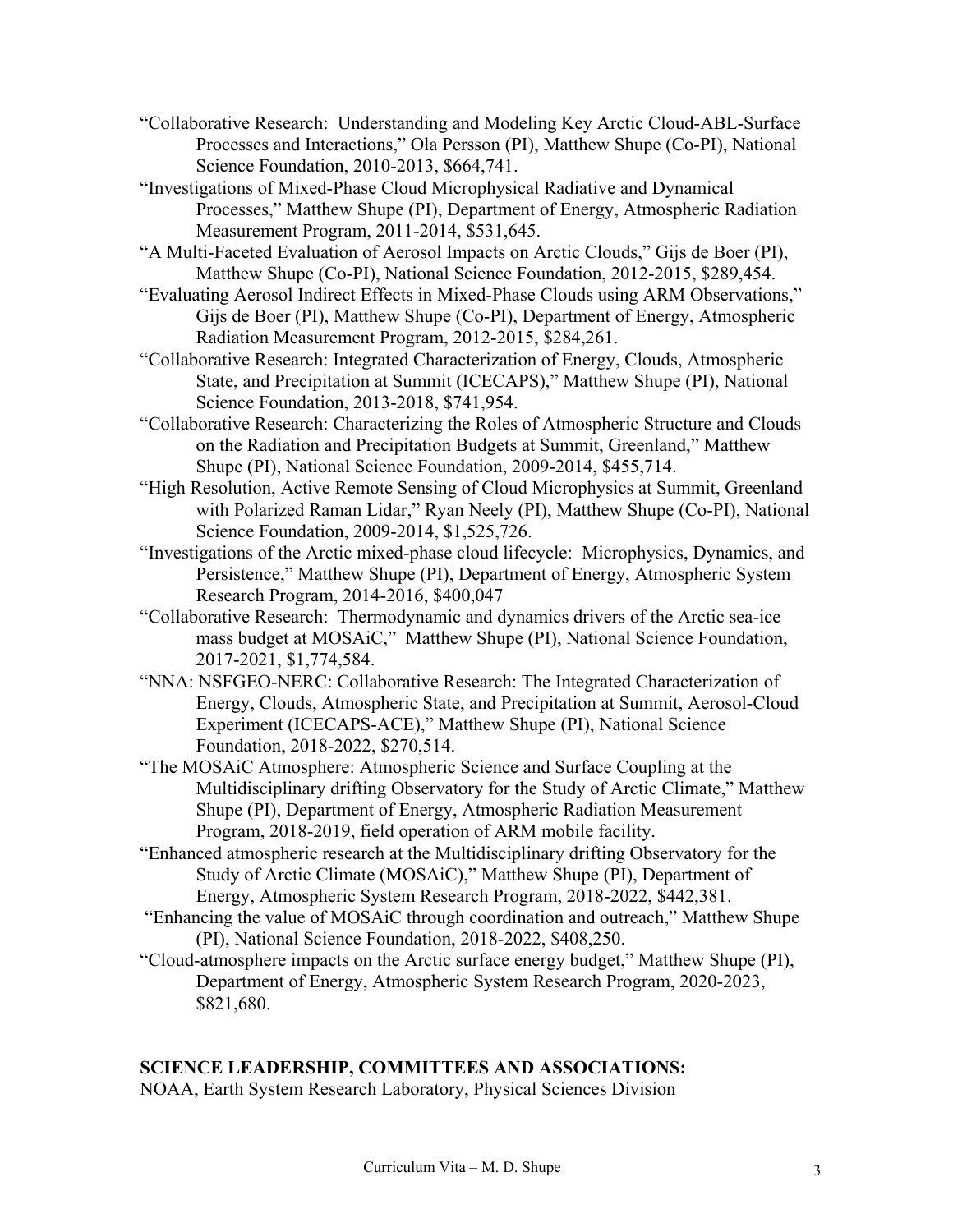"Collaborative Research: Understanding and Modeling Key Arctic Cloud-ABL-Surface Processes and Interactions," Ola Persson (PI), Matthew Shupe (Co-PI), National Science Foundation, 2010-2013, $664,741.

"Investigations of Mixed-Phase Cloud Microphysical Radiative and Dynamical Processes," Matthew Shupe (PI), Department of Energy, Atmospheric Radiation Measurement Program, 2011-2014, $531,645.

"A Multi-Faceted Evaluation of Aerosol Impacts on Arctic Clouds," Gijs de Boer (PI), Matthew Shupe (Co-PI), National Science Foundation, 2012-2015, $289,454.

"Evaluating Aerosol Indirect Effects in Mixed-Phase Clouds using ARM Observations," Gijs de Boer (PI), Matthew Shupe (Co-PI), Department of Energy, Atmospheric Radiation Measurement Program, 2012-2015, $284,261.

"Collaborative Research: Integrated Characterization of Energy, Clouds, Atmospheric State, and Precipitation at Summit (ICECAPS)," Matthew Shupe (PI), National Science Foundation, 2013-2018, $741,954.

"Collaborative Research: Characterizing the Roles of Atmospheric Structure and Clouds on the Radiation and Precipitation Budgets at Summit, Greenland," Matthew Shupe (PI), National Science Foundation, 2009-2014, $455,714.

"High Resolution, Active Remote Sensing of Cloud Microphysics at Summit, Greenland with Polarized Raman Lidar," Ryan Neely (PI), Matthew Shupe (Co-PI), National Science Foundation, 2009-2014, $1,525,726.

"Investigations of the Arctic mixed-phase cloud lifecycle: Microphysics, Dynamics, and Persistence," Matthew Shupe (PI), Department of Energy, Atmospheric System Research Program, 2014-2016, $400,047

"Collaborative Research: Thermodynamic and dynamics drivers of the Arctic sea-ice mass budget at MOSAiC," Matthew Shupe (PI), National Science Foundation, 2017-2021, $1,774,584.

"NNA: NSFGEO-NERC: Collaborative Research: The Integrated Characterization of Energy, Clouds, Atmospheric State, and Precipitation at Summit, Aerosol-Cloud Experiment (ICECAPS-ACE)," Matthew Shupe (PI), National Science Foundation, 2018-2022, $270,514.

"The MOSAiC Atmosphere: Atmospheric Science and Surface Coupling at the Multidisciplinary drifting Observatory for the Study of Arctic Climate," Matthew Shupe (PI), Department of Energy, Atmospheric Radiation Measurement Program, 2018-2019, field operation of ARM mobile facility.

"Enhanced atmospheric research at the Multidisciplinary drifting Observatory for the Study of Arctic Climate (MOSAiC)," Matthew Shupe (PI), Department of Energy, Atmospheric System Research Program, 2018-2022, $442,381.

"Enhancing the value of MOSAiC through coordination and outreach," Matthew Shupe (PI), National Science Foundation, 2018-2022, $408,250.

"Cloud-atmosphere impacts on the Arctic surface energy budget," Matthew Shupe (PI), Department of Energy, Atmospheric System Research Program, 2020-2023, $821,680.

## SCIENCE LEADERSHIP, COMMITTEES AND ASSOCIATIONS:

NOAA, Earth System Research Laboratory, Physical Sciences Division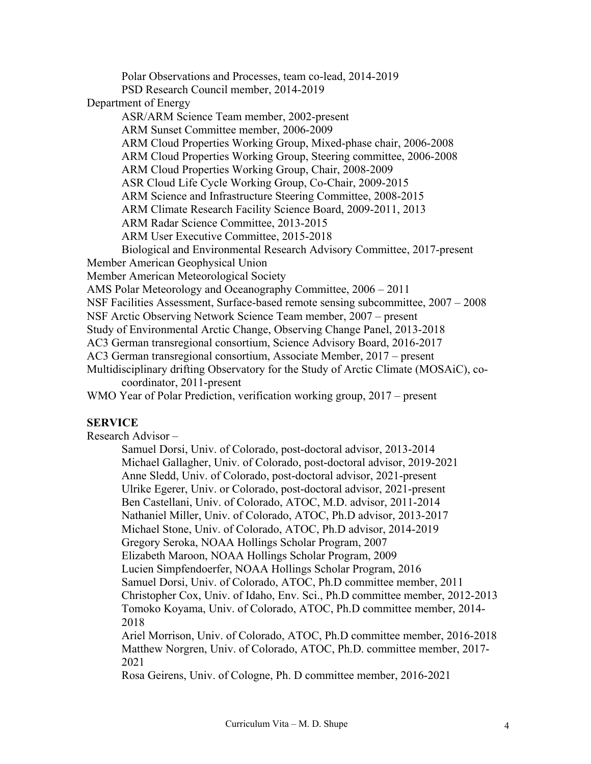Polar Observations and Processes, team co-lead, 2014-2019
PSD Research Council member, 2014-2019

Department of Energy

ASR/ARM Science Team member, 2002-present
ARM Sunset Committee member, 2006-2009
ARM Cloud Properties Working Group, Mixed-phase chair, 2006-2008
ARM Cloud Properties Working Group, Steering committee, 2006-2008
ARM Cloud Properties Working Group, Chair, 2008-2009
ASR Cloud Life Cycle Working Group, Co-Chair, 2009-2015
ARM Science and Infrastructure Steering Committee, 2008-2015
ARM Climate Research Facility Science Board, 2009-2011, 2013
ARM Radar Science Committee, 2013-2015
ARM User Executive Committee, 2015-2018
Biological and Environmental Research Advisory Committee, 2017-present

Member American Geophysical Union
Member American Meteorological Society
AMS Polar Meteorology and Oceanography Committee, 2006 – 2011
NSF Facilities Assessment, Surface-based remote sensing subcommittee, 2007 – 2008
NSF Arctic Observing Network Science Team member, 2007 – present
Study of Environmental Arctic Change, Observing Change Panel, 2013-2018
AC3 German transregional consortium, Science Advisory Board, 2016-2017
AC3 German transregional consortium, Associate Member, 2017 – present
Multidisciplinary drifting Observatory for the Study of Arctic Climate (MOSAiC), co-coordinator, 2011-present
WMO Year of Polar Prediction, verification working group, 2017 – present

**SERVICE**

Research Advisor –

Samuel Dorsi, Univ. of Colorado, post-doctoral advisor, 2013-2014
Michael Gallagher, Univ. of Colorado, post-doctoral advisor, 2019-2021
Anne Sledd, Univ. of Colorado, post-doctoral advisor, 2021-present
Ulrike Egerer, Univ. or Colorado, post-doctoral advisor, 2021-present
Ben Castellani, Univ. of Colorado, ATOC, M.D. advisor, 2011-2014
Nathaniel Miller, Univ. of Colorado, ATOC, Ph.D advisor, 2013-2017
Michael Stone, Univ. of Colorado, ATOC, Ph.D advisor, 2014-2019
Gregory Seroka, NOAA Hollings Scholar Program, 2007
Elizabeth Maroon, NOAA Hollings Scholar Program, 2009
Lucien Simpfendoerfer, NOAA Hollings Scholar Program, 2016
Samuel Dorsi, Univ. of Colorado, ATOC, Ph.D committee member, 2011
Christopher Cox, Univ. of Idaho, Env. Sci., Ph.D committee member, 2012-2013
Tomoko Koyama, Univ. of Colorado, ATOC, Ph.D committee member, 2014-2018
Ariel Morrison, Univ. of Colorado, ATOC, Ph.D committee member, 2016-2018
Matthew Norgren, Univ. of Colorado, ATOC, Ph.D. committee member, 2017-2021
Rosa Geirens, Univ. of Cologne, Ph. D committee member, 2016-2021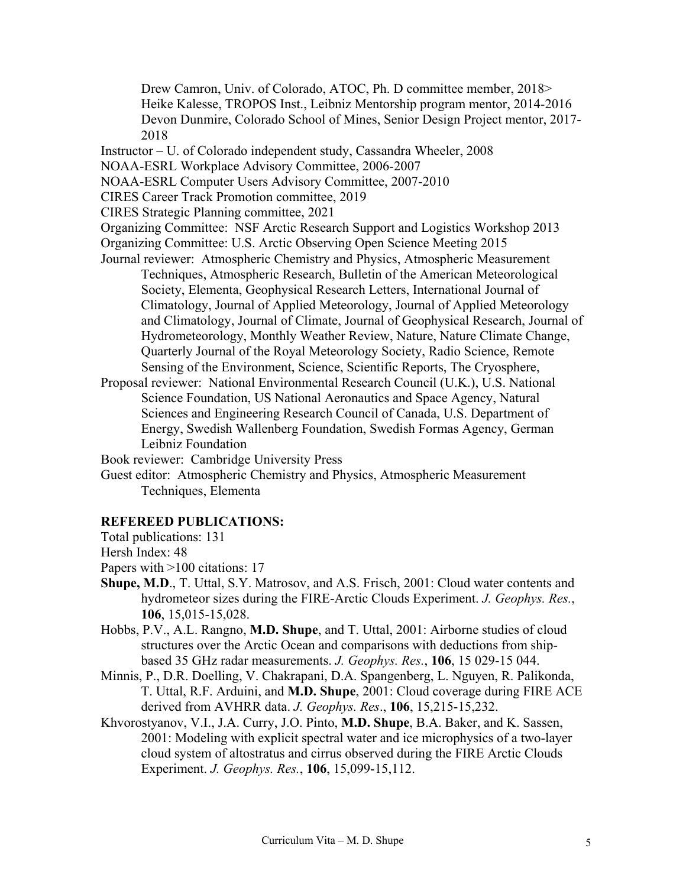Drew Camron, Univ. of Colorado, ATOC, Ph. D committee member, 2018>
Heike Kalesse, TROPOS Inst., Leibniz Mentorship program mentor, 2014-2016
Devon Dunmire, Colorado School of Mines, Senior Design Project mentor, 2017-2018

Instructor – U. of Colorado independent study, Cassandra Wheeler, 2008

NOAA-ESRL Workplace Advisory Committee, 2006-2007

NOAA-ESRL Computer Users Advisory Committee, 2007-2010

CIRES Career Track Promotion committee, 2019

CIRES Strategic Planning committee, 2021

Organizing Committee: NSF Arctic Research Support and Logistics Workshop 2013

Organizing Committee: U.S. Arctic Observing Open Science Meeting 2015

Journal reviewer: Atmospheric Chemistry and Physics, Atmospheric Measurement Techniques, Atmospheric Research, Bulletin of the American Meteorological Society, Elementa, Geophysical Research Letters, International Journal of Climatology, Journal of Applied Meteorology, Journal of Applied Meteorology and Climatology, Journal of Climate, Journal of Geophysical Research, Journal of Hydrometeorology, Monthly Weather Review, Nature, Nature Climate Change, Quarterly Journal of the Royal Meteorology Society, Radio Science, Remote Sensing of the Environment, Science, Scientific Reports, The Cryosphere,

Proposal reviewer: National Environmental Research Council (U.K.), U.S. National Science Foundation, US National Aeronautics and Space Agency, Natural Sciences and Engineering Research Council of Canada, U.S. Department of Energy, Swedish Wallenberg Foundation, Swedish Formas Agency, German Leibniz Foundation

Book reviewer: Cambridge University Press

Guest editor: Atmospheric Chemistry and Physics, Atmospheric Measurement Techniques, Elementa

## REFEREED PUBLICATIONS:

Total publications: 131

Hersh Index: 48

Papers with >100 citations: 17

**Shupe, M.D**., T. Uttal, S.Y. Matrosov, and A.S. Frisch, 2001: Cloud water contents and hydrometeor sizes during the FIRE-Arctic Clouds Experiment. *J. Geophys. Res.*, **106**, 15,015-15,028.

Hobbs, P.V., A.L. Rangno, **M.D. Shupe**, and T. Uttal, 2001: Airborne studies of cloud structures over the Arctic Ocean and comparisons with deductions from ship-based 35 GHz radar measurements. *J. Geophys. Res.*, **106**, 15 029-15 044.

Minnis, P., D.R. Doelling, V. Chakrapani, D.A. Spangenberg, L. Nguyen, R. Palikonda, T. Uttal, R.F. Arduini, and **M.D. Shupe**, 2001: Cloud coverage during FIRE ACE derived from AVHRR data. *J. Geophys. Res*., **106**, 15,215-15,232.

Khvorostyanov, V.I., J.A. Curry, J.O. Pinto, **M.D. Shupe**, B.A. Baker, and K. Sassen, 2001: Modeling with explicit spectral water and ice microphysics of a two-layer cloud system of altostratus and cirrus observed during the FIRE Arctic Clouds Experiment. *J. Geophys. Res.*, **106**, 15,099-15,112.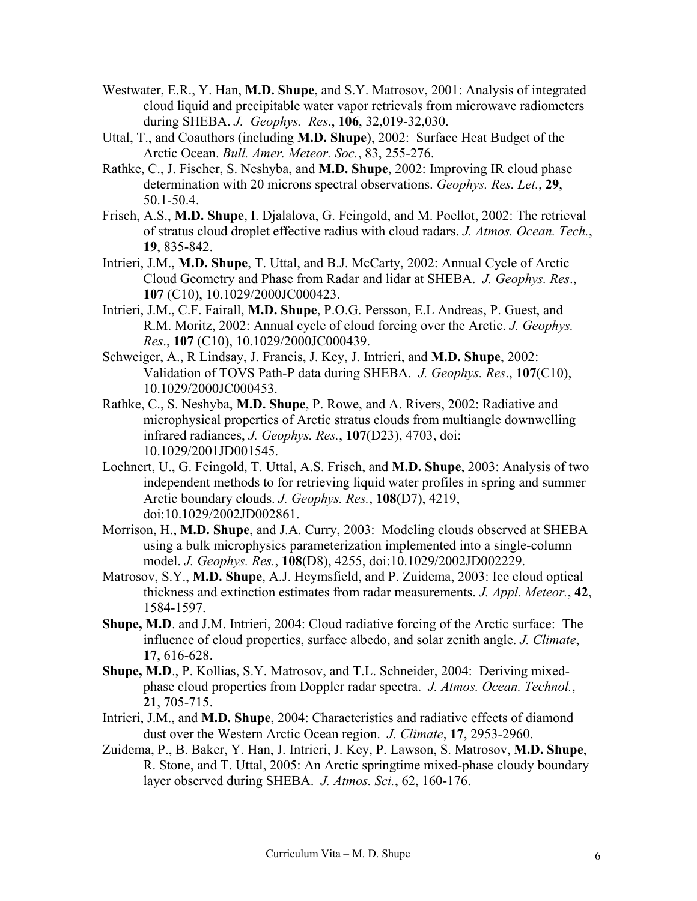Westwater, E.R., Y. Han, **M.D. Shupe**, and S.Y. Matrosov, 2001: Analysis of integrated cloud liquid and precipitable water vapor retrievals from microwave radiometers during SHEBA. *J. Geophys. Res*., **106**, 32,019-32,030.

Uttal, T., and Coauthors (including **M.D. Shupe**), 2002: Surface Heat Budget of the Arctic Ocean. *Bull. Amer. Meteor. Soc.*, 83, 255-276.

Rathke, C., J. Fischer, S. Neshyba, and **M.D. Shupe**, 2002: Improving IR cloud phase determination with 20 microns spectral observations. *Geophys. Res. Let.*, **29**, 50.1-50.4.

Frisch, A.S., **M.D. Shupe**, I. Djalalova, G. Feingold, and M. Poellot, 2002: The retrieval of stratus cloud droplet effective radius with cloud radars. *J. Atmos. Ocean. Tech.*, **19**, 835-842.

Intrieri, J.M., **M.D. Shupe**, T. Uttal, and B.J. McCarty, 2002: Annual Cycle of Arctic Cloud Geometry and Phase from Radar and lidar at SHEBA. *J. Geophys. Res*., **107** (C10), 10.1029/2000JC000423.

Intrieri, J.M., C.F. Fairall, **M.D. Shupe**, P.O.G. Persson, E.L Andreas, P. Guest, and R.M. Moritz, 2002: Annual cycle of cloud forcing over the Arctic. *J. Geophys. Res*., **107** (C10), 10.1029/2000JC000439.

Schweiger, A., R Lindsay, J. Francis, J. Key, J. Intrieri, and **M.D. Shupe**, 2002: Validation of TOVS Path-P data during SHEBA. *J. Geophys. Res*., **107**(C10), 10.1029/2000JC000453.

Rathke, C., S. Neshyba, **M.D. Shupe**, P. Rowe, and A. Rivers, 2002: Radiative and microphysical properties of Arctic stratus clouds from multiangle downwelling infrared radiances, *J. Geophys. Res.*, **107**(D23), 4703, doi: 10.1029/2001JD001545.

Loehnert, U., G. Feingold, T. Uttal, A.S. Frisch, and **M.D. Shupe**, 2003: Analysis of two independent methods to for retrieving liquid water profiles in spring and summer Arctic boundary clouds. *J. Geophys. Res.*, **108**(D7), 4219, doi:10.1029/2002JD002861.

Morrison, H., **M.D. Shupe**, and J.A. Curry, 2003: Modeling clouds observed at SHEBA using a bulk microphysics parameterization implemented into a single-column model. *J. Geophys. Res.*, **108**(D8), 4255, doi:10.1029/2002JD002229.

Matrosov, S.Y., **M.D. Shupe**, A.J. Heymsfield, and P. Zuidema, 2003: Ice cloud optical thickness and extinction estimates from radar measurements. *J. Appl. Meteor.*, **42**, 1584-1597.

**Shupe, M.D**. and J.M. Intrieri, 2004: Cloud radiative forcing of the Arctic surface: The influence of cloud properties, surface albedo, and solar zenith angle. *J. Climate*, **17**, 616-628.

**Shupe, M.D**., P. Kollias, S.Y. Matrosov, and T.L. Schneider, 2004: Deriving mixed-phase cloud properties from Doppler radar spectra. *J. Atmos. Ocean. Technol.*, **21**, 705-715.

Intrieri, J.M., and **M.D. Shupe**, 2004: Characteristics and radiative effects of diamond dust over the Western Arctic Ocean region. *J. Climate*, **17**, 2953-2960.

Zuidema, P., B. Baker, Y. Han, J. Intrieri, J. Key, P. Lawson, S. Matrosov, **M.D. Shupe**, R. Stone, and T. Uttal, 2005: An Arctic springtime mixed-phase cloudy boundary layer observed during SHEBA. *J. Atmos. Sci.*, 62, 160-176.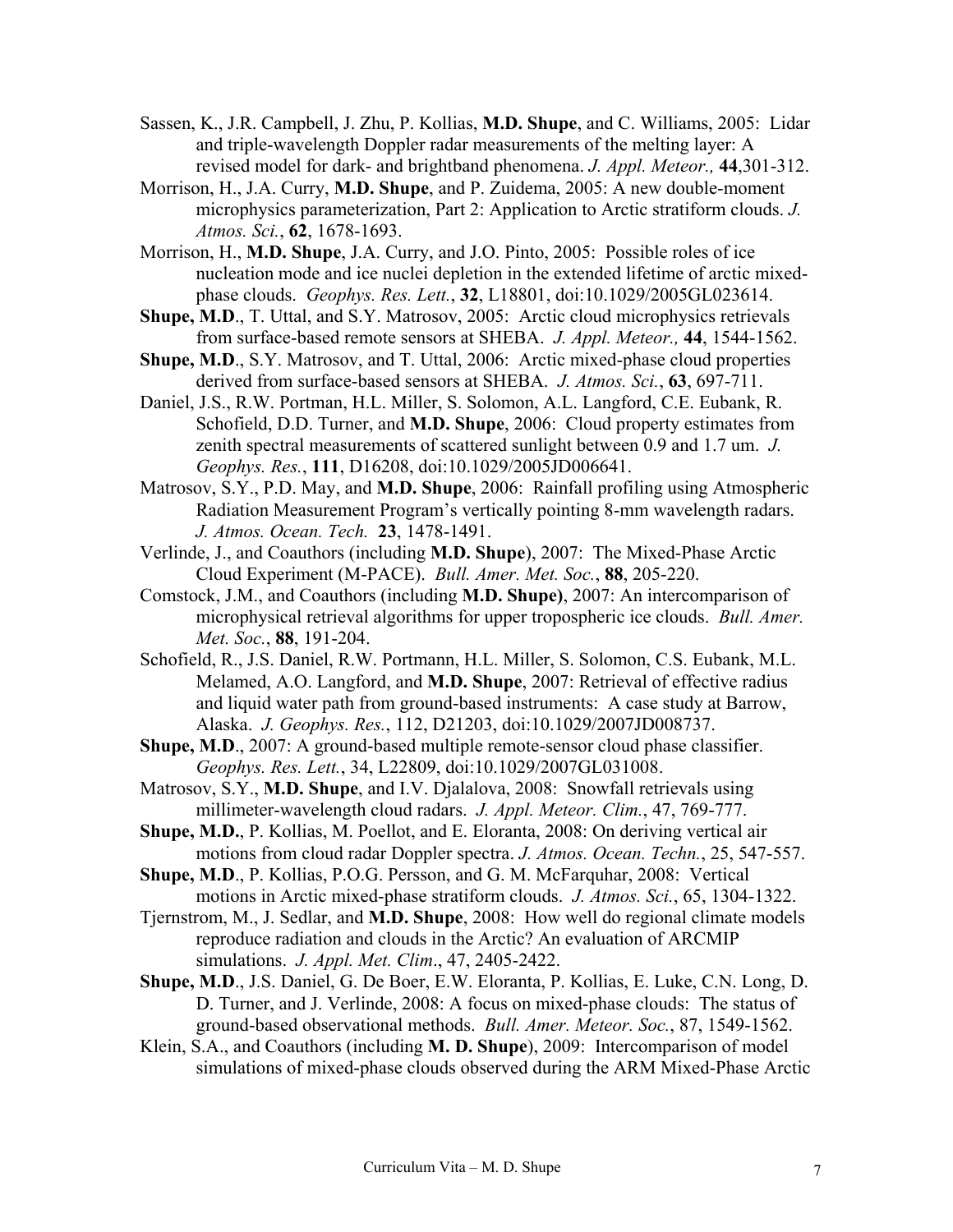Sassen, K., J.R. Campbell, J. Zhu, P. Kollias, **M.D. Shupe**, and C. Williams, 2005: Lidar and triple-wavelength Doppler radar measurements of the melting layer: A revised model for dark- and brightband phenomena. *J. Appl. Meteor.,* **44**,301-312.

Morrison, H., J.A. Curry, **M.D. Shupe**, and P. Zuidema, 2005: A new double-moment microphysics parameterization, Part 2: Application to Arctic stratiform clouds. *J. Atmos. Sci.*, **62**, 1678-1693.

Morrison, H., **M.D. Shupe**, J.A. Curry, and J.O. Pinto, 2005: Possible roles of ice nucleation mode and ice nuclei depletion in the extended lifetime of arctic mixed-phase clouds. *Geophys. Res. Lett.*, **32**, L18801, doi:10.1029/2005GL023614.

**Shupe, M.D**., T. Uttal, and S.Y. Matrosov, 2005: Arctic cloud microphysics retrievals from surface-based remote sensors at SHEBA. *J. Appl. Meteor.,* **44**, 1544-1562.

**Shupe, M.D**., S.Y. Matrosov, and T. Uttal, 2006: Arctic mixed-phase cloud properties derived from surface-based sensors at SHEBA. *J. Atmos. Sci.*, **63**, 697-711.

Daniel, J.S., R.W. Portman, H.L. Miller, S. Solomon, A.L. Langford, C.E. Eubank, R. Schofield, D.D. Turner, and **M.D. Shupe**, 2006: Cloud property estimates from zenith spectral measurements of scattered sunlight between 0.9 and 1.7 um. *J. Geophys. Res.*, **111**, D16208, doi:10.1029/2005JD006641.

Matrosov, S.Y., P.D. May, and **M.D. Shupe**, 2006: Rainfall profiling using Atmospheric Radiation Measurement Program's vertically pointing 8-mm wavelength radars. *J. Atmos. Ocean. Tech.* **23**, 1478-1491.

Verlinde, J., and Coauthors (including **M.D. Shupe**), 2007: The Mixed-Phase Arctic Cloud Experiment (M-PACE). *Bull. Amer. Met. Soc.*, **88**, 205-220.

Comstock, J.M., and Coauthors (including **M.D. Shupe)**, 2007: An intercomparison of microphysical retrieval algorithms for upper tropospheric ice clouds. *Bull. Amer. Met. Soc.*, **88**, 191-204.

Schofield, R., J.S. Daniel, R.W. Portmann, H.L. Miller, S. Solomon, C.S. Eubank, M.L. Melamed, A.O. Langford, and **M.D. Shupe**, 2007: Retrieval of effective radius and liquid water path from ground-based instruments: A case study at Barrow, Alaska. *J. Geophys. Res.*, 112, D21203, doi:10.1029/2007JD008737.

**Shupe, M.D**., 2007: A ground-based multiple remote-sensor cloud phase classifier. *Geophys. Res. Lett.*, 34, L22809, doi:10.1029/2007GL031008.

Matrosov, S.Y., **M.D. Shupe**, and I.V. Djalalova, 2008: Snowfall retrievals using millimeter-wavelength cloud radars. *J. Appl. Meteor. Clim.*, 47, 769-777.

**Shupe, M.D.**, P. Kollias, M. Poellot, and E. Eloranta, 2008: On deriving vertical air motions from cloud radar Doppler spectra. *J. Atmos. Ocean. Techn.*, 25, 547-557.

**Shupe, M.D**., P. Kollias, P.O.G. Persson, and G. M. McFarquhar, 2008: Vertical motions in Arctic mixed-phase stratiform clouds. *J. Atmos. Sci.*, 65, 1304-1322.

Tjernstrom, M., J. Sedlar, and **M.D. Shupe**, 2008: How well do regional climate models reproduce radiation and clouds in the Arctic? An evaluation of ARCMIP simulations. *J. Appl. Met. Clim*., 47, 2405-2422.

**Shupe, M.D**., J.S. Daniel, G. De Boer, E.W. Eloranta, P. Kollias, E. Luke, C.N. Long, D. D. Turner, and J. Verlinde, 2008: A focus on mixed-phase clouds: The status of ground-based observational methods. *Bull. Amer. Meteor. Soc.*, 87, 1549-1562.

Klein, S.A., and Coauthors (including **M. D. Shupe**), 2009: Intercomparison of model simulations of mixed-phase clouds observed during the ARM Mixed-Phase Arctic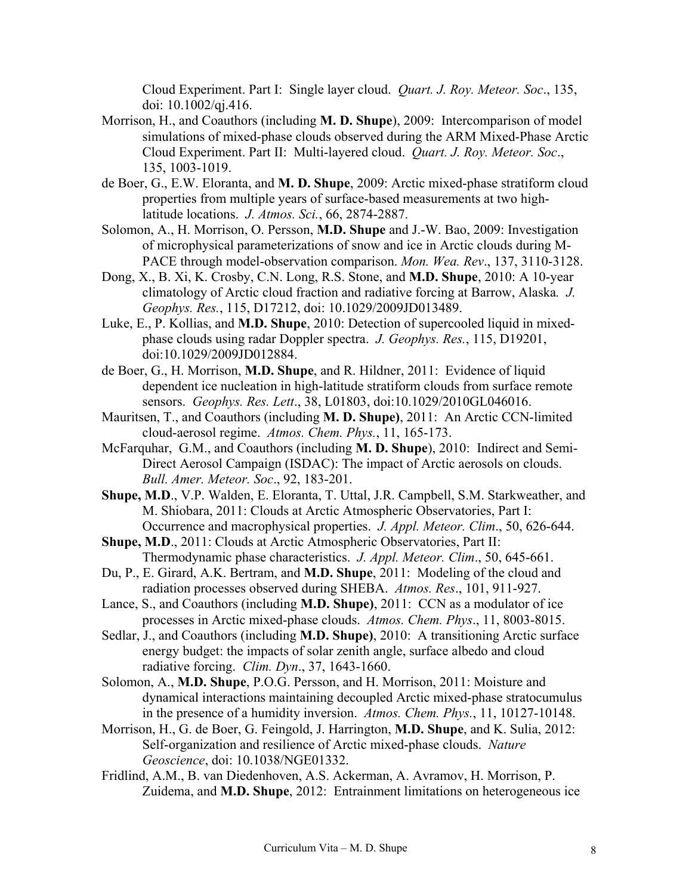Cloud Experiment. Part I: Single layer cloud. *Quart. J. Roy. Meteor. Soc*., 135, doi: 10.1002/qj.416.

Morrison, H., and Coauthors (including **M. D. Shupe**), 2009: Intercomparison of model simulations of mixed-phase clouds observed during the ARM Mixed-Phase Arctic Cloud Experiment. Part II: Multi-layered cloud. *Quart. J. Roy. Meteor. Soc*., 135, 1003-1019.

de Boer, G., E.W. Eloranta, and **M. D. Shupe**, 2009: Arctic mixed-phase stratiform cloud properties from multiple years of surface-based measurements at two high-latitude locations. *J. Atmos. Sci.*, 66, 2874-2887.

Solomon, A., H. Morrison, O. Persson, **M.D. Shupe** and J.-W. Bao, 2009: Investigation of microphysical parameterizations of snow and ice in Arctic clouds during M-PACE through model-observation comparison. *Mon. Wea. Rev*., 137, 3110-3128.

Dong, X., B. Xi, K. Crosby, C.N. Long, R.S. Stone, and **M.D. Shupe**, 2010: A 10-year climatology of Arctic cloud fraction and radiative forcing at Barrow, Alaska*. J. Geophys. Res.*, 115, D17212, doi: 10.1029/2009JD013489.

Luke, E., P. Kollias, and **M.D. Shupe**, 2010: Detection of supercooled liquid in mixed-phase clouds using radar Doppler spectra. *J. Geophys. Res.*, 115, D19201, doi:10.1029/2009JD012884.

de Boer, G., H. Morrison, **M.D. Shupe**, and R. Hildner, 2011: Evidence of liquid dependent ice nucleation in high-latitude stratiform clouds from surface remote sensors. *Geophys. Res. Lett*., 38, L01803, doi:10.1029/2010GL046016.

Mauritsen, T., and Coauthors (including **M. D. Shupe)**, 2011: An Arctic CCN-limited cloud-aerosol regime. *Atmos. Chem. Phys.*, 11, 165-173.

McFarquhar, G.M., and Coauthors (including **M. D. Shupe**), 2010: Indirect and Semi-Direct Aerosol Campaign (ISDAC): The impact of Arctic aerosols on clouds. *Bull. Amer. Meteor. Soc*., 92, 183-201.

**Shupe, M.D**., V.P. Walden, E. Eloranta, T. Uttal, J.R. Campbell, S.M. Starkweather, and M. Shiobara, 2011: Clouds at Arctic Atmospheric Observatories, Part I: Occurrence and macrophysical properties. *J. Appl. Meteor. Clim*., 50, 626-644.

**Shupe, M.D**., 2011: Clouds at Arctic Atmospheric Observatories, Part II: Thermodynamic phase characteristics. *J. Appl. Meteor. Clim*., 50, 645-661.

Du, P., E. Girard, A.K. Bertram, and **M.D. Shupe**, 2011: Modeling of the cloud and radiation processes observed during SHEBA. *Atmos. Res*., 101, 911-927.

Lance, S., and Coauthors (including **M.D. Shupe)**, 2011: CCN as a modulator of ice processes in Arctic mixed-phase clouds. *Atmos. Chem. Phys*., 11, 8003-8015.

Sedlar, J., and Coauthors (including **M.D. Shupe)**, 2010: A transitioning Arctic surface energy budget: the impacts of solar zenith angle, surface albedo and cloud radiative forcing. *Clim. Dyn*., 37, 1643-1660.

Solomon, A., **M.D. Shupe**, P.O.G. Persson, and H. Morrison, 2011: Moisture and dynamical interactions maintaining decoupled Arctic mixed-phase stratocumulus in the presence of a humidity inversion. *Atmos. Chem. Phys.*, 11, 10127-10148.

Morrison, H., G. de Boer, G. Feingold, J. Harrington, **M.D. Shupe**, and K. Sulia, 2012: Self-organization and resilience of Arctic mixed-phase clouds. *Nature Geoscience*, doi: 10.1038/NGE01332.

Fridlind, A.M., B. van Diedenhoven, A.S. Ackerman, A. Avramov, H. Morrison, P. Zuidema, and **M.D. Shupe**, 2012: Entrainment limitations on heterogeneous ice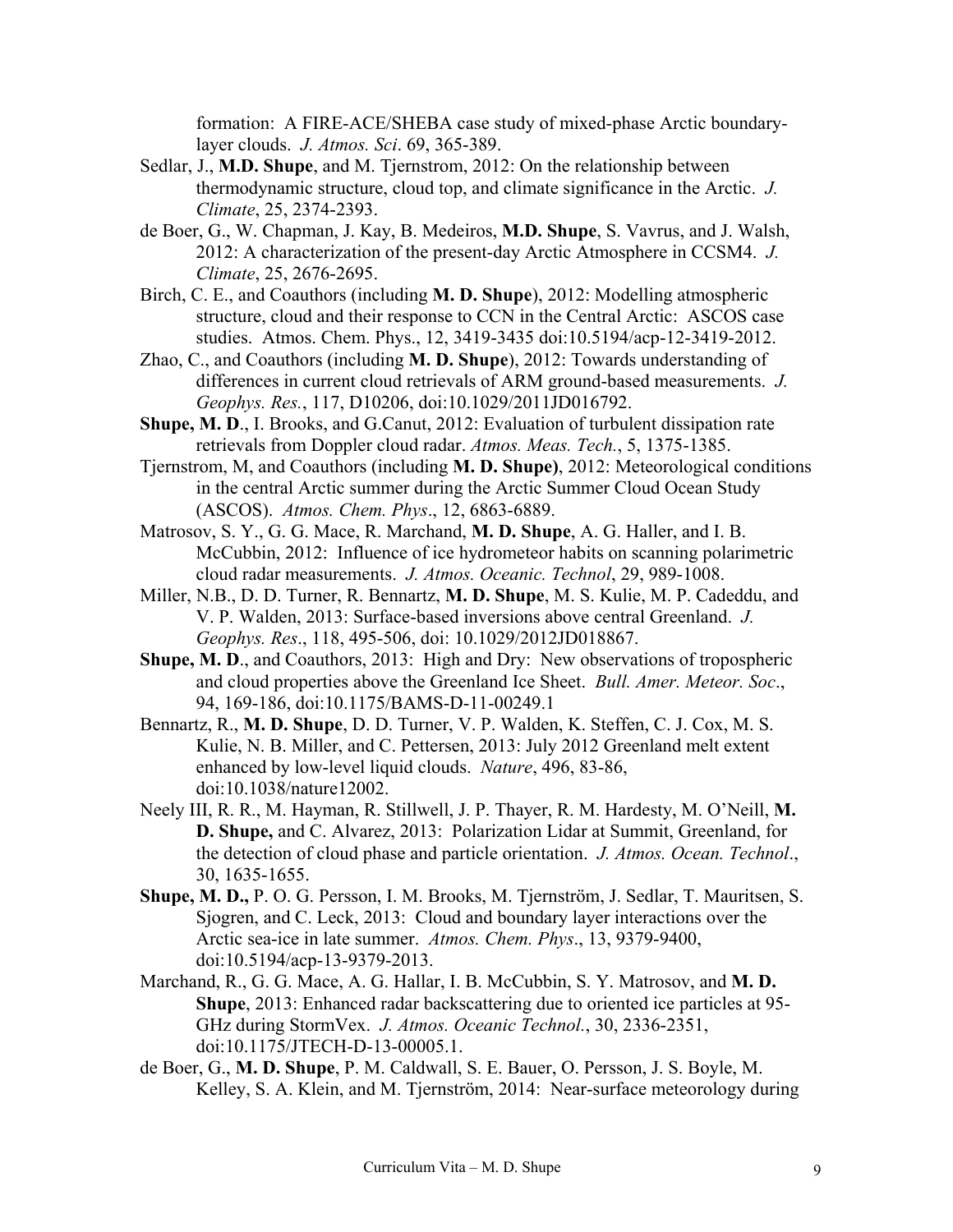formation: A FIRE-ACE/SHEBA case study of mixed-phase Arctic boundary-layer clouds. *J. Atmos. Sci*. 69, 365-389.

Sedlar, J., **M.D. Shupe**, and M. Tjernstrom, 2012: On the relationship between thermodynamic structure, cloud top, and climate significance in the Arctic. *J. Climate*, 25, 2374-2393.

de Boer, G., W. Chapman, J. Kay, B. Medeiros, **M.D. Shupe**, S. Vavrus, and J. Walsh, 2012: A characterization of the present-day Arctic Atmosphere in CCSM4. *J. Climate*, 25, 2676-2695.

Birch, C. E., and Coauthors (including **M. D. Shupe**), 2012: Modelling atmospheric structure, cloud and their response to CCN in the Central Arctic: ASCOS case studies. Atmos. Chem. Phys., 12, 3419-3435 doi:10.5194/acp-12-3419-2012.

Zhao, C., and Coauthors (including **M. D. Shupe**), 2012: Towards understanding of differences in current cloud retrievals of ARM ground-based measurements. *J. Geophys. Res.*, 117, D10206, doi:10.1029/2011JD016792.

**Shupe, M. D**., I. Brooks, and G.Canut, 2012: Evaluation of turbulent dissipation rate retrievals from Doppler cloud radar. *Atmos. Meas. Tech.*, 5, 1375-1385.

Tjernstrom, M, and Coauthors (including **M. D. Shupe)**, 2012: Meteorological conditions in the central Arctic summer during the Arctic Summer Cloud Ocean Study (ASCOS). *Atmos. Chem. Phys*., 12, 6863-6889.

Matrosov, S. Y., G. G. Mace, R. Marchand, **M. D. Shupe**, A. G. Haller, and I. B. McCubbin, 2012: Influence of ice hydrometeor habits on scanning polarimetric cloud radar measurements. *J. Atmos. Oceanic. Technol*, 29, 989-1008.

Miller, N.B., D. D. Turner, R. Bennartz, **M. D. Shupe**, M. S. Kulie, M. P. Cadeddu, and V. P. Walden, 2013: Surface-based inversions above central Greenland. *J. Geophys. Res*., 118, 495-506, doi: 10.1029/2012JD018867.

**Shupe, M. D**., and Coauthors, 2013: High and Dry: New observations of tropospheric and cloud properties above the Greenland Ice Sheet. *Bull. Amer. Meteor. Soc*., 94, 169-186, doi:10.1175/BAMS-D-11-00249.1

Bennartz, R., **M. D. Shupe**, D. D. Turner, V. P. Walden, K. Steffen, C. J. Cox, M. S. Kulie, N. B. Miller, and C. Pettersen, 2013: July 2012 Greenland melt extent enhanced by low-level liquid clouds. *Nature*, 496, 83-86, doi:10.1038/nature12002.

Neely III, R. R., M. Hayman, R. Stillwell, J. P. Thayer, R. M. Hardesty, M. O'Neill, **M. D. Shupe,** and C. Alvarez, 2013: Polarization Lidar at Summit, Greenland, for the detection of cloud phase and particle orientation. *J. Atmos. Ocean. Technol*., 30, 1635-1655.

**Shupe, M. D.,** P. O. G. Persson, I. M. Brooks, M. Tjernström, J. Sedlar, T. Mauritsen, S. Sjogren, and C. Leck, 2013: Cloud and boundary layer interactions over the Arctic sea-ice in late summer. *Atmos. Chem. Phys*., 13, 9379-9400, doi:10.5194/acp-13-9379-2013.

Marchand, R., G. G. Mace, A. G. Hallar, I. B. McCubbin, S. Y. Matrosov, and **M. D. Shupe**, 2013: Enhanced radar backscattering due to oriented ice particles at 95-GHz during StormVex. *J. Atmos. Oceanic Technol.*, 30, 2336-2351, doi:10.1175/JTECH-D-13-00005.1.

de Boer, G., **M. D. Shupe**, P. M. Caldwall, S. E. Bauer, O. Persson, J. S. Boyle, M. Kelley, S. A. Klein, and M. Tjernström, 2014: Near-surface meteorology during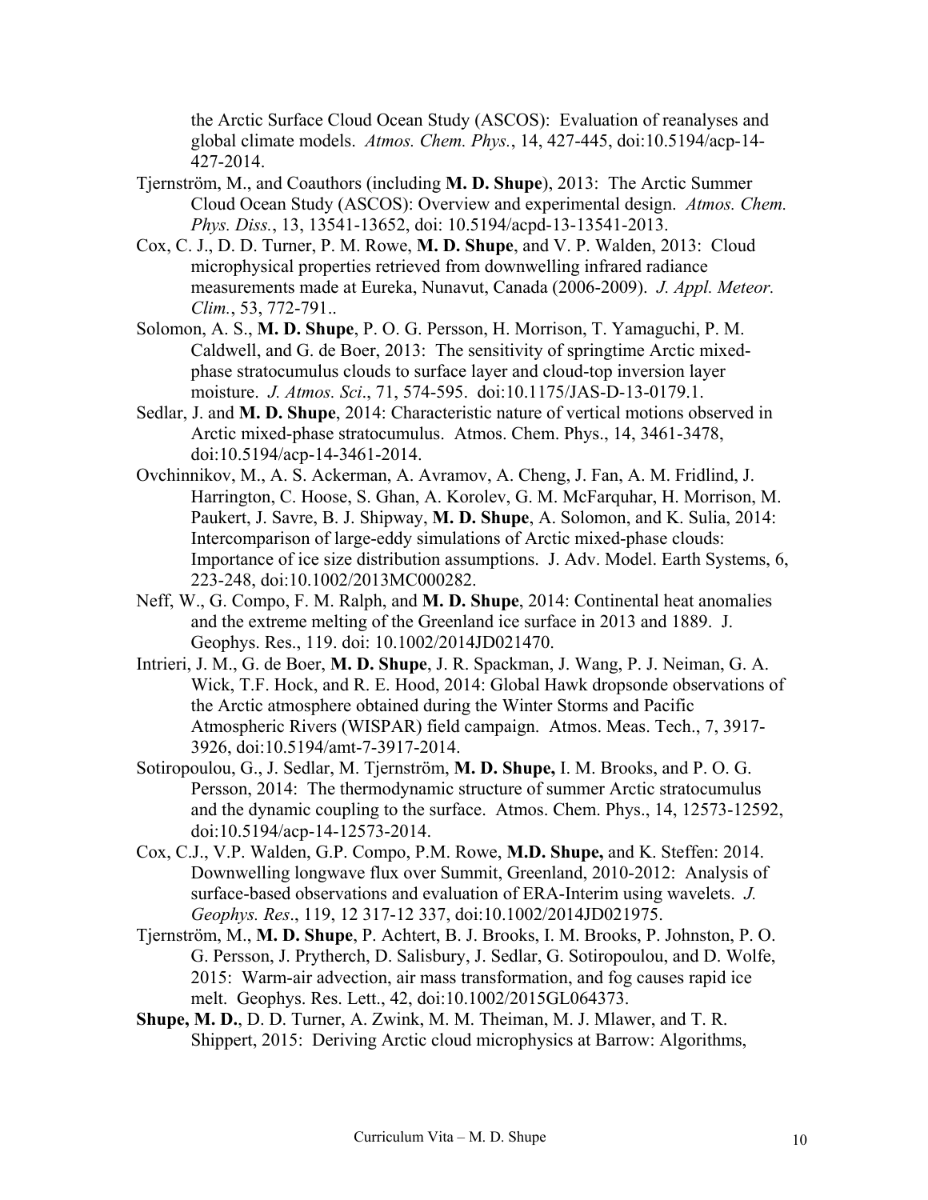the Arctic Surface Cloud Ocean Study (ASCOS): Evaluation of reanalyses and global climate models. *Atmos. Chem. Phys.*, 14, 427-445, doi:10.5194/acp-14-427-2014.

Tjernström, M., and Coauthors (including **M. D. Shupe**), 2013: The Arctic Summer Cloud Ocean Study (ASCOS): Overview and experimental design. *Atmos. Chem. Phys. Diss.*, 13, 13541-13652, doi: 10.5194/acpd-13-13541-2013.

Cox, C. J., D. D. Turner, P. M. Rowe, **M. D. Shupe**, and V. P. Walden, 2013: Cloud microphysical properties retrieved from downwelling infrared radiance measurements made at Eureka, Nunavut, Canada (2006-2009). *J. Appl. Meteor. Clim.*, 53, 772-791..

Solomon, A. S., **M. D. Shupe**, P. O. G. Persson, H. Morrison, T. Yamaguchi, P. M. Caldwell, and G. de Boer, 2013: The sensitivity of springtime Arctic mixed-phase stratocumulus clouds to surface layer and cloud-top inversion layer moisture. *J. Atmos. Sci*., 71, 574-595. doi:10.1175/JAS-D-13-0179.1.

Sedlar, J. and **M. D. Shupe**, 2014: Characteristic nature of vertical motions observed in Arctic mixed-phase stratocumulus. Atmos. Chem. Phys., 14, 3461-3478, doi:10.5194/acp-14-3461-2014.

Ovchinnikov, M., A. S. Ackerman, A. Avramov, A. Cheng, J. Fan, A. M. Fridlind, J. Harrington, C. Hoose, S. Ghan, A. Korolev, G. M. McFarquhar, H. Morrison, M. Paukert, J. Savre, B. J. Shipway, **M. D. Shupe**, A. Solomon, and K. Sulia, 2014: Intercomparison of large-eddy simulations of Arctic mixed-phase clouds: Importance of ice size distribution assumptions. J. Adv. Model. Earth Systems, 6, 223-248, doi:10.1002/2013MC000282.

Neff, W., G. Compo, F. M. Ralph, and **M. D. Shupe**, 2014: Continental heat anomalies and the extreme melting of the Greenland ice surface in 2013 and 1889. J. Geophys. Res., 119. doi: 10.1002/2014JD021470.

Intrieri, J. M., G. de Boer, **M. D. Shupe**, J. R. Spackman, J. Wang, P. J. Neiman, G. A. Wick, T.F. Hock, and R. E. Hood, 2014: Global Hawk dropsonde observations of the Arctic atmosphere obtained during the Winter Storms and Pacific Atmospheric Rivers (WISPAR) field campaign. Atmos. Meas. Tech., 7, 3917-3926, doi:10.5194/amt-7-3917-2014.

Sotiropoulou, G., J. Sedlar, M. Tjernström, **M. D. Shupe,** I. M. Brooks, and P. O. G. Persson, 2014: The thermodynamic structure of summer Arctic stratocumulus and the dynamic coupling to the surface. Atmos. Chem. Phys., 14, 12573-12592, doi:10.5194/acp-14-12573-2014.

Cox, C.J., V.P. Walden, G.P. Compo, P.M. Rowe, **M.D. Shupe,** and K. Steffen: 2014. Downwelling longwave flux over Summit, Greenland, 2010-2012: Analysis of surface-based observations and evaluation of ERA-Interim using wavelets. *J. Geophys. Res*., 119, 12 317-12 337, doi:10.1002/2014JD021975.

Tjernström, M., **M. D. Shupe**, P. Achtert, B. J. Brooks, I. M. Brooks, P. Johnston, P. O. G. Persson, J. Prytherch, D. Salisbury, J. Sedlar, G. Sotiropoulou, and D. Wolfe, 2015: Warm-air advection, air mass transformation, and fog causes rapid ice melt. Geophys. Res. Lett., 42, doi:10.1002/2015GL064373.

**Shupe, M. D.**, D. D. Turner, A. Zwink, M. M. Theiman, M. J. Mlawer, and T. R. Shippert, 2015: Deriving Arctic cloud microphysics at Barrow: Algorithms,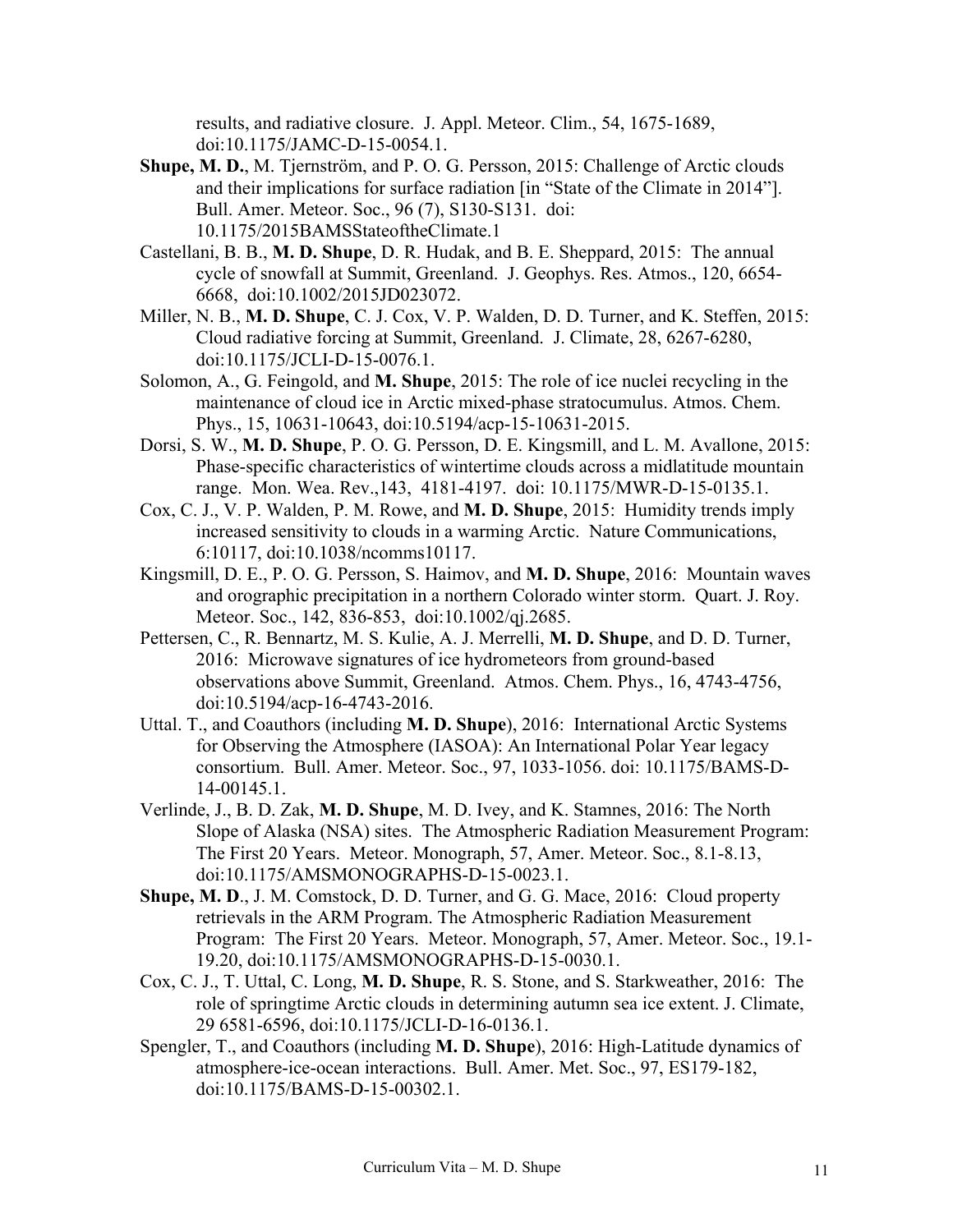results, and radiative closure. J. Appl. Meteor. Clim., 54, 1675-1689, doi:10.1175/JAMC-D-15-0054.1.

**Shupe, M. D.**, M. Tjernström, and P. O. G. Persson, 2015: Challenge of Arctic clouds and their implications for surface radiation [in "State of the Climate in 2014"]. Bull. Amer. Meteor. Soc., 96 (7), S130-S131. doi: 10.1175/2015BAMSStateoftheClimate.1

Castellani, B. B., **M. D. Shupe**, D. R. Hudak, and B. E. Sheppard, 2015: The annual cycle of snowfall at Summit, Greenland. J. Geophys. Res. Atmos., 120, 6654-6668, doi:10.1002/2015JD023072.

Miller, N. B., **M. D. Shupe**, C. J. Cox, V. P. Walden, D. D. Turner, and K. Steffen, 2015: Cloud radiative forcing at Summit, Greenland. J. Climate, 28, 6267-6280, doi:10.1175/JCLI-D-15-0076.1.

Solomon, A., G. Feingold, and **M. Shupe**, 2015: The role of ice nuclei recycling in the maintenance of cloud ice in Arctic mixed-phase stratocumulus. Atmos. Chem. Phys., 15, 10631-10643, doi:10.5194/acp-15-10631-2015.

Dorsi, S. W., **M. D. Shupe**, P. O. G. Persson, D. E. Kingsmill, and L. M. Avallone, 2015: Phase-specific characteristics of wintertime clouds across a midlatitude mountain range. Mon. Wea. Rev.,143, 4181-4197. doi: 10.1175/MWR-D-15-0135.1.

Cox, C. J., V. P. Walden, P. M. Rowe, and **M. D. Shupe**, 2015: Humidity trends imply increased sensitivity to clouds in a warming Arctic. Nature Communications, 6:10117, doi:10.1038/ncomms10117.

Kingsmill, D. E., P. O. G. Persson, S. Haimov, and **M. D. Shupe**, 2016: Mountain waves and orographic precipitation in a northern Colorado winter storm. Quart. J. Roy. Meteor. Soc., 142, 836-853, doi:10.1002/qj.2685.

Pettersen, C., R. Bennartz, M. S. Kulie, A. J. Merrelli, **M. D. Shupe**, and D. D. Turner, 2016: Microwave signatures of ice hydrometeors from ground-based observations above Summit, Greenland. Atmos. Chem. Phys., 16, 4743-4756, doi:10.5194/acp-16-4743-2016.

Uttal. T., and Coauthors (including **M. D. Shupe**), 2016: International Arctic Systems for Observing the Atmosphere (IASOA): An International Polar Year legacy consortium. Bull. Amer. Meteor. Soc., 97, 1033-1056. doi: 10.1175/BAMS-D-14-00145.1.

Verlinde, J., B. D. Zak, **M. D. Shupe**, M. D. Ivey, and K. Stamnes, 2016: The North Slope of Alaska (NSA) sites. The Atmospheric Radiation Measurement Program: The First 20 Years. Meteor. Monograph, 57, Amer. Meteor. Soc., 8.1-8.13, doi:10.1175/AMSMONOGRAPHS-D-15-0023.1.

**Shupe, M. D**., J. M. Comstock, D. D. Turner, and G. G. Mace, 2016: Cloud property retrievals in the ARM Program. The Atmospheric Radiation Measurement Program: The First 20 Years. Meteor. Monograph, 57, Amer. Meteor. Soc., 19.1-19.20, doi:10.1175/AMSMONOGRAPHS-D-15-0030.1.

Cox, C. J., T. Uttal, C. Long, **M. D. Shupe**, R. S. Stone, and S. Starkweather, 2016: The role of springtime Arctic clouds in determining autumn sea ice extent. J. Climate, 29 6581-6596, doi:10.1175/JCLI-D-16-0136.1.

Spengler, T., and Coauthors (including **M. D. Shupe**), 2016: High-Latitude dynamics of atmosphere-ice-ocean interactions. Bull. Amer. Met. Soc., 97, ES179-182, doi:10.1175/BAMS-D-15-00302.1.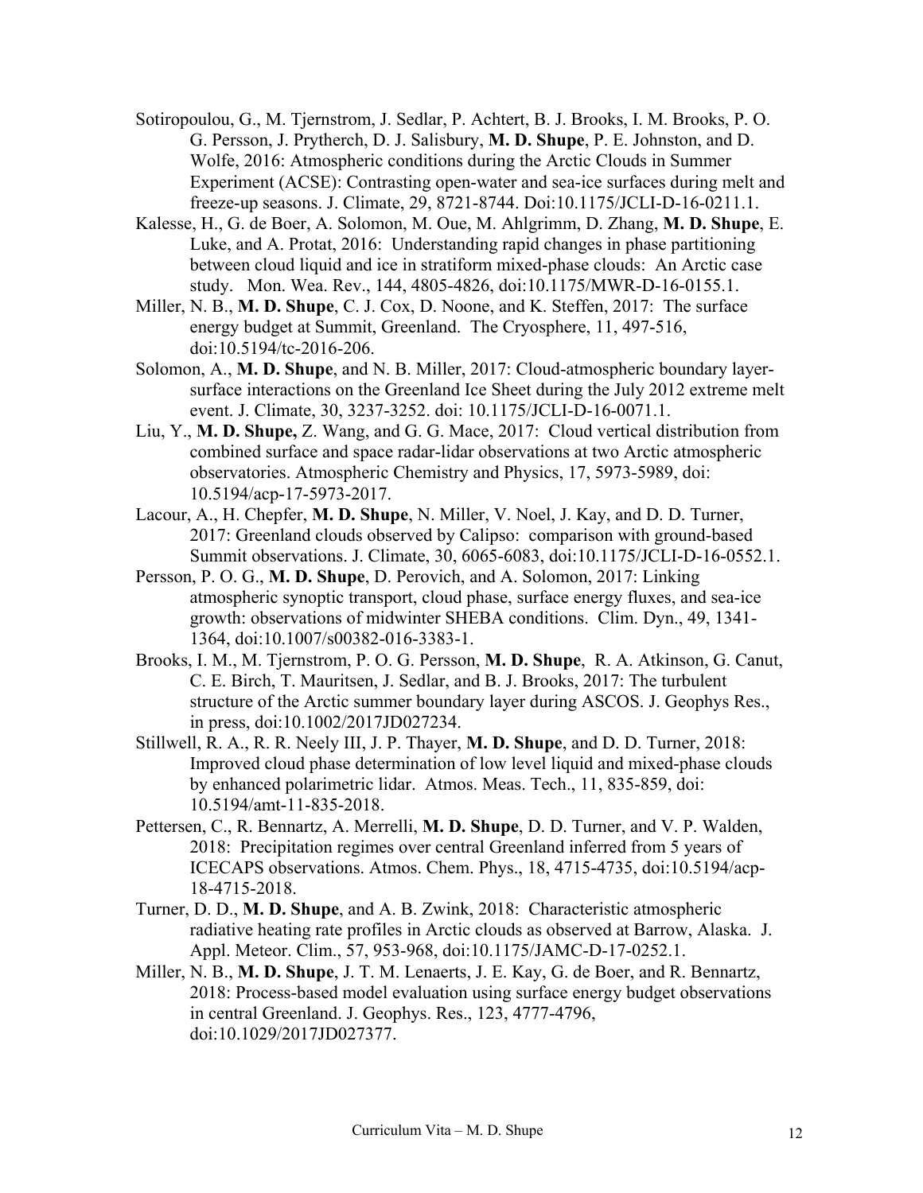Sotiropoulou, G., M. Tjernstrom, J. Sedlar, P. Achtert, B. J. Brooks, I. M. Brooks, P. O. G. Persson, J. Prytherch, D. J. Salisbury, **M. D. Shupe**, P. E. Johnston, and D. Wolfe, 2016: Atmospheric conditions during the Arctic Clouds in Summer Experiment (ACSE): Contrasting open-water and sea-ice surfaces during melt and freeze-up seasons. J. Climate, 29, 8721-8744. Doi:10.1175/JCLI-D-16-0211.1.

Kalesse, H., G. de Boer, A. Solomon, M. Oue, M. Ahlgrimm, D. Zhang, **M. D. Shupe**, E. Luke, and A. Protat, 2016: Understanding rapid changes in phase partitioning between cloud liquid and ice in stratiform mixed-phase clouds: An Arctic case study. Mon. Wea. Rev., 144, 4805-4826, doi:10.1175/MWR-D-16-0155.1.

Miller, N. B., **M. D. Shupe**, C. J. Cox, D. Noone, and K. Steffen, 2017: The surface energy budget at Summit, Greenland. The Cryosphere, 11, 497-516, doi:10.5194/tc-2016-206.

Solomon, A., **M. D. Shupe**, and N. B. Miller, 2017: Cloud-atmospheric boundary layer-surface interactions on the Greenland Ice Sheet during the July 2012 extreme melt event. J. Climate, 30, 3237-3252. doi: 10.1175/JCLI-D-16-0071.1.

Liu, Y., **M. D. Shupe,** Z. Wang, and G. G. Mace, 2017: Cloud vertical distribution from combined surface and space radar-lidar observations at two Arctic atmospheric observatories. Atmospheric Chemistry and Physics, 17, 5973-5989, doi: 10.5194/acp-17-5973-2017.

Lacour, A., H. Chepfer, **M. D. Shupe**, N. Miller, V. Noel, J. Kay, and D. D. Turner, 2017: Greenland clouds observed by Calipso: comparison with ground-based Summit observations. J. Climate, 30, 6065-6083, doi:10.1175/JCLI-D-16-0552.1.

Persson, P. O. G., **M. D. Shupe**, D. Perovich, and A. Solomon, 2017: Linking atmospheric synoptic transport, cloud phase, surface energy fluxes, and sea-ice growth: observations of midwinter SHEBA conditions. Clim. Dyn., 49, 1341-1364, doi:10.1007/s00382-016-3383-1.

Brooks, I. M., M. Tjernstrom, P. O. G. Persson, **M. D. Shupe**, R. A. Atkinson, G. Canut, C. E. Birch, T. Mauritsen, J. Sedlar, and B. J. Brooks, 2017: The turbulent structure of the Arctic summer boundary layer during ASCOS. J. Geophys Res., in press, doi:10.1002/2017JD027234.

Stillwell, R. A., R. R. Neely III, J. P. Thayer, **M. D. Shupe**, and D. D. Turner, 2018: Improved cloud phase determination of low level liquid and mixed-phase clouds by enhanced polarimetric lidar. Atmos. Meas. Tech., 11, 835-859, doi: 10.5194/amt-11-835-2018.

Pettersen, C., R. Bennartz, A. Merrelli, **M. D. Shupe**, D. D. Turner, and V. P. Walden, 2018: Precipitation regimes over central Greenland inferred from 5 years of ICECAPS observations. Atmos. Chem. Phys., 18, 4715-4735, doi:10.5194/acp-18-4715-2018.

Turner, D. D., **M. D. Shupe**, and A. B. Zwink, 2018: Characteristic atmospheric radiative heating rate profiles in Arctic clouds as observed at Barrow, Alaska. J. Appl. Meteor. Clim., 57, 953-968, doi:10.1175/JAMC-D-17-0252.1.

Miller, N. B., **M. D. Shupe**, J. T. M. Lenaerts, J. E. Kay, G. de Boer, and R. Bennartz, 2018: Process-based model evaluation using surface energy budget observations in central Greenland. J. Geophys. Res., 123, 4777-4796, doi:10.1029/2017JD027377.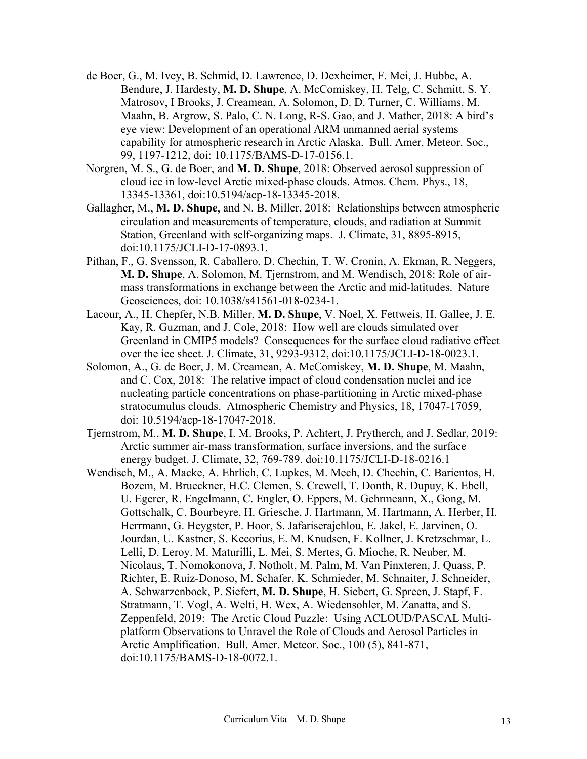de Boer, G., M. Ivey, B. Schmid, D. Lawrence, D. Dexheimer, F. Mei, J. Hubbe, A. Bendure, J. Hardesty, **M. D. Shupe**, A. McComiskey, H. Telg, C. Schmitt, S. Y. Matrosov, I Brooks, J. Creamean, A. Solomon, D. D. Turner, C. Williams, M. Maahn, B. Argrow, S. Palo, C. N. Long, R-S. Gao, and J. Mather, 2018: A bird's eye view: Development of an operational ARM unmanned aerial systems capability for atmospheric research in Arctic Alaska. Bull. Amer. Meteor. Soc., 99, 1197-1212, doi: 10.1175/BAMS-D-17-0156.1.

Norgren, M. S., G. de Boer, and **M. D. Shupe**, 2018: Observed aerosol suppression of cloud ice in low-level Arctic mixed-phase clouds. Atmos. Chem. Phys., 18, 13345-13361, doi:10.5194/acp-18-13345-2018.

Gallagher, M., **M. D. Shupe**, and N. B. Miller, 2018: Relationships between atmospheric circulation and measurements of temperature, clouds, and radiation at Summit Station, Greenland with self-organizing maps. J. Climate, 31, 8895-8915, doi:10.1175/JCLI-D-17-0893.1.

Pithan, F., G. Svensson, R. Caballero, D. Chechin, T. W. Cronin, A. Ekman, R. Neggers, **M. D. Shupe**, A. Solomon, M. Tjernstrom, and M. Wendisch, 2018: Role of air-mass transformations in exchange between the Arctic and mid-latitudes. Nature Geosciences, doi: 10.1038/s41561-018-0234-1.

Lacour, A., H. Chepfer, N.B. Miller, **M. D. Shupe**, V. Noel, X. Fettweis, H. Gallee, J. E. Kay, R. Guzman, and J. Cole, 2018: How well are clouds simulated over Greenland in CMIP5 models? Consequences for the surface cloud radiative effect over the ice sheet. J. Climate, 31, 9293-9312, doi:10.1175/JCLI-D-18-0023.1.

Solomon, A., G. de Boer, J. M. Creamean, A. McComiskey, **M. D. Shupe**, M. Maahn, and C. Cox, 2018: The relative impact of cloud condensation nuclei and ice nucleating particle concentrations on phase-partitioning in Arctic mixed-phase stratocumulus clouds. Atmospheric Chemistry and Physics, 18, 17047-17059, doi: 10.5194/acp-18-17047-2018.

Tjernstrom, M., **M. D. Shupe**, I. M. Brooks, P. Achtert, J. Prytherch, and J. Sedlar, 2019: Arctic summer air-mass transformation, surface inversions, and the surface energy budget. J. Climate, 32, 769-789. doi:10.1175/JCLI-D-18-0216.1

Wendisch, M., A. Macke, A. Ehrlich, C. Lupkes, M. Mech, D. Chechin, C. Barientos, H. Bozem, M. Brueckner, H.C. Clemen, S. Crewell, T. Donth, R. Dupuy, K. Ebell, U. Egerer, R. Engelmann, C. Engler, O. Eppers, M. Gehrmeann, X., Gong, M. Gottschalk, C. Bourbeyre, H. Griesche, J. Hartmann, M. Hartmann, A. Herber, H. Herrmann, G. Heygster, P. Hoor, S. Jafariserajehlou, E. Jakel, E. Jarvinen, O. Jourdan, U. Kastner, S. Kecorius, E. M. Knudsen, F. Kollner, J. Kretzschmar, L. Lelli, D. Leroy. M. Maturilli, L. Mei, S. Mertes, G. Mioche, R. Neuber, M. Nicolaus, T. Nomokonova, J. Notholt, M. Palm, M. Van Pinxteren, J. Quass, P. Richter, E. Ruiz-Donoso, M. Schafer, K. Schmieder, M. Schnaiter, J. Schneider, A. Schwarzenbock, P. Siefert, **M. D. Shupe**, H. Siebert, G. Spreen, J. Stapf, F. Stratmann, T. Vogl, A. Welti, H. Wex, A. Wiedensohler, M. Zanatta, and S. Zeppenfeld, 2019: The Arctic Cloud Puzzle: Using ACLOUD/PASCAL Multi-platform Observations to Unravel the Role of Clouds and Aerosol Particles in Arctic Amplification. Bull. Amer. Meteor. Soc., 100 (5), 841-871, doi:10.1175/BAMS-D-18-0072.1.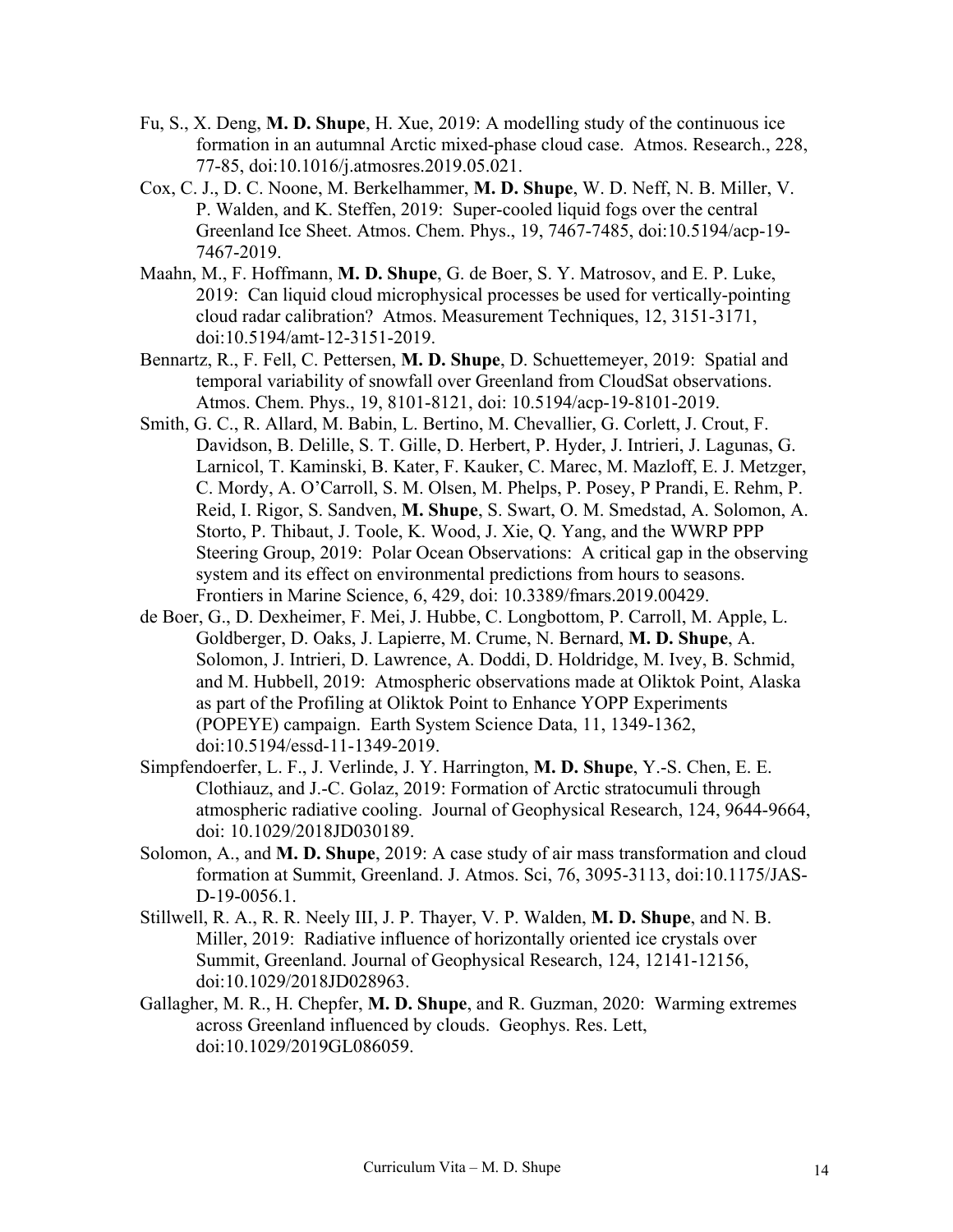Fu, S., X. Deng, **M. D. Shupe**, H. Xue, 2019: A modelling study of the continuous ice formation in an autumnal Arctic mixed-phase cloud case. Atmos. Research., 228, 77-85, doi:10.1016/j.atmosres.2019.05.021.

Cox, C. J., D. C. Noone, M. Berkelhammer, **M. D. Shupe**, W. D. Neff, N. B. Miller, V. P. Walden, and K. Steffen, 2019: Super-cooled liquid fogs over the central Greenland Ice Sheet. Atmos. Chem. Phys., 19, 7467-7485, doi:10.5194/acp-19-7467-2019.

Maahn, M., F. Hoffmann, **M. D. Shupe**, G. de Boer, S. Y. Matrosov, and E. P. Luke, 2019: Can liquid cloud microphysical processes be used for vertically-pointing cloud radar calibration? Atmos. Measurement Techniques, 12, 3151-3171, doi:10.5194/amt-12-3151-2019.

Bennartz, R., F. Fell, C. Pettersen, **M. D. Shupe**, D. Schuettemeyer, 2019: Spatial and temporal variability of snowfall over Greenland from CloudSat observations. Atmos. Chem. Phys., 19, 8101-8121, doi: 10.5194/acp-19-8101-2019.

Smith, G. C., R. Allard, M. Babin, L. Bertino, M. Chevallier, G. Corlett, J. Crout, F. Davidson, B. Delille, S. T. Gille, D. Herbert, P. Hyder, J. Intrieri, J. Lagunas, G. Larnicol, T. Kaminski, B. Kater, F. Kauker, C. Marec, M. Mazloff, E. J. Metzger, C. Mordy, A. O'Carroll, S. M. Olsen, M. Phelps, P. Posey, P Prandi, E. Rehm, P. Reid, I. Rigor, S. Sandven, **M. Shupe**, S. Swart, O. M. Smedstad, A. Solomon, A. Storto, P. Thibaut, J. Toole, K. Wood, J. Xie, Q. Yang, and the WWRP PPP Steering Group, 2019: Polar Ocean Observations: A critical gap in the observing system and its effect on environmental predictions from hours to seasons. Frontiers in Marine Science, 6, 429, doi: 10.3389/fmars.2019.00429.

de Boer, G., D. Dexheimer, F. Mei, J. Hubbe, C. Longbottom, P. Carroll, M. Apple, L. Goldberger, D. Oaks, J. Lapierre, M. Crume, N. Bernard, **M. D. Shupe**, A. Solomon, J. Intrieri, D. Lawrence, A. Doddi, D. Holdridge, M. Ivey, B. Schmid, and M. Hubbell, 2019: Atmospheric observations made at Oliktok Point, Alaska as part of the Profiling at Oliktok Point to Enhance YOPP Experiments (POPEYE) campaign. Earth System Science Data, 11, 1349-1362, doi:10.5194/essd-11-1349-2019.

Simpfendoerfer, L. F., J. Verlinde, J. Y. Harrington, **M. D. Shupe**, Y.-S. Chen, E. E. Clothiauz, and J.-C. Golaz, 2019: Formation of Arctic stratocumuli through atmospheric radiative cooling. Journal of Geophysical Research, 124, 9644-9664, doi: 10.1029/2018JD030189.

Solomon, A., and **M. D. Shupe**, 2019: A case study of air mass transformation and cloud formation at Summit, Greenland. J. Atmos. Sci, 76, 3095-3113, doi:10.1175/JAS-D-19-0056.1.

Stillwell, R. A., R. R. Neely III, J. P. Thayer, V. P. Walden, **M. D. Shupe**, and N. B. Miller, 2019: Radiative influence of horizontally oriented ice crystals over Summit, Greenland. Journal of Geophysical Research, 124, 12141-12156, doi:10.1029/2018JD028963.

Gallagher, M. R., H. Chepfer, **M. D. Shupe**, and R. Guzman, 2020: Warming extremes across Greenland influenced by clouds. Geophys. Res. Lett, doi:10.1029/2019GL086059.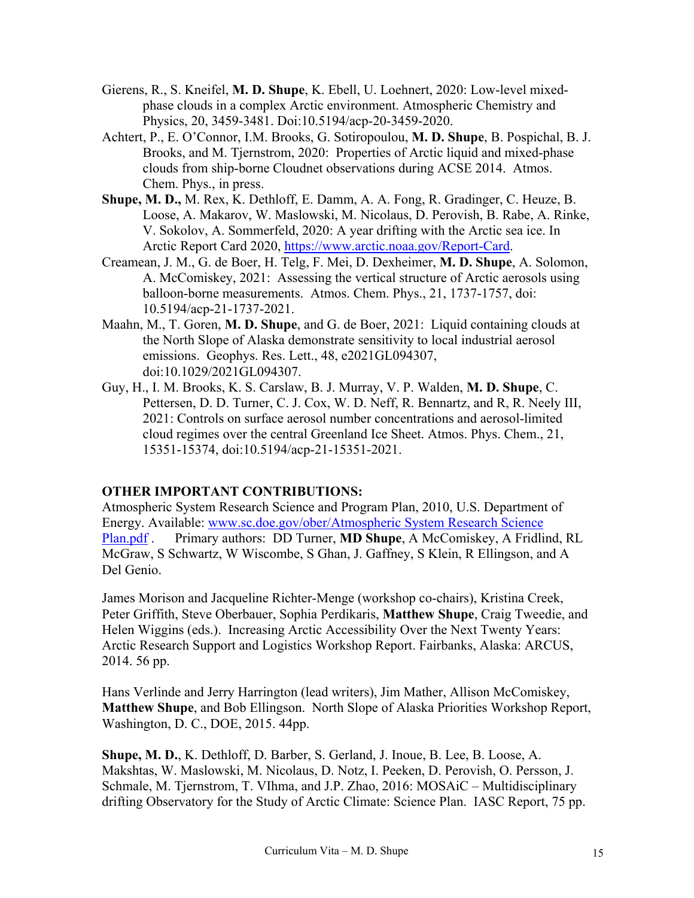Gierens, R., S. Kneifel, **M. D. Shupe**, K. Ebell, U. Loehnert, 2020: Low-level mixed-phase clouds in a complex Arctic environment. Atmospheric Chemistry and Physics, 20, 3459-3481. Doi:10.5194/acp-20-3459-2020.

Achtert, P., E. O'Connor, I.M. Brooks, G. Sotiropoulou, **M. D. Shupe**, B. Pospichal, B. J. Brooks, and M. Tjernstrom, 2020: Properties of Arctic liquid and mixed-phase clouds from ship-borne Cloudnet observations during ACSE 2014. Atmos. Chem. Phys., in press.

**Shupe, M. D.,** M. Rex, K. Dethloff, E. Damm, A. A. Fong, R. Gradinger, C. Heuze, B. Loose, A. Makarov, W. Maslowski, M. Nicolaus, D. Perovish, B. Rabe, A. Rinke, V. Sokolov, A. Sommerfeld, 2020: A year drifting with the Arctic sea ice. In Arctic Report Card 2020, https://www.arctic.noaa.gov/Report-Card.

Creamean, J. M., G. de Boer, H. Telg, F. Mei, D. Dexheimer, **M. D. Shupe**, A. Solomon, A. McComiskey, 2021: Assessing the vertical structure of Arctic aerosols using balloon-borne measurements. Atmos. Chem. Phys., 21, 1737-1757, doi: 10.5194/acp-21-1737-2021.

Maahn, M., T. Goren, **M. D. Shupe**, and G. de Boer, 2021: Liquid containing clouds at the North Slope of Alaska demonstrate sensitivity to local industrial aerosol emissions. Geophys. Res. Lett., 48, e2021GL094307, doi:10.1029/2021GL094307.

Guy, H., I. M. Brooks, K. S. Carslaw, B. J. Murray, V. P. Walden, **M. D. Shupe**, C. Pettersen, D. D. Turner, C. J. Cox, W. D. Neff, R. Bennartz, and R, R. Neely III, 2021: Controls on surface aerosol number concentrations and aerosol-limited cloud regimes over the central Greenland Ice Sheet. Atmos. Phys. Chem., 21, 15351-15374, doi:10.5194/acp-21-15351-2021.

## OTHER IMPORTANT CONTRIBUTIONS:

Atmospheric System Research Science and Program Plan, 2010, U.S. Department of Energy. Available: www.sc.doe.gov/ober/Atmospheric System Research Science Plan.pdf . Primary authors: DD Turner, **MD Shupe**, A McComiskey, A Fridlind, RL McGraw, S Schwartz, W Wiscombe, S Ghan, J. Gaffney, S Klein, R Ellingson, and A Del Genio.

James Morison and Jacqueline Richter-Menge (workshop co-chairs), Kristina Creek, Peter Griffith, Steve Oberbauer, Sophia Perdikaris, **Matthew Shupe**, Craig Tweedie, and Helen Wiggins (eds.). Increasing Arctic Accessibility Over the Next Twenty Years: Arctic Research Support and Logistics Workshop Report. Fairbanks, Alaska: ARCUS, 2014. 56 pp.

Hans Verlinde and Jerry Harrington (lead writers), Jim Mather, Allison McComiskey, **Matthew Shupe**, and Bob Ellingson. North Slope of Alaska Priorities Workshop Report, Washington, D. C., DOE, 2015. 44pp.

**Shupe, M. D.**, K. Dethloff, D. Barber, S. Gerland, J. Inoue, B. Lee, B. Loose, A. Makshtas, W. Maslowski, M. Nicolaus, D. Notz, I. Peeken, D. Perovish, O. Persson, J. Schmale, M. Tjernstrom, T. VIhma, and J.P. Zhao, 2016: MOSAiC – Multidisciplinary drifting Observatory for the Study of Arctic Climate: Science Plan. IASC Report, 75 pp.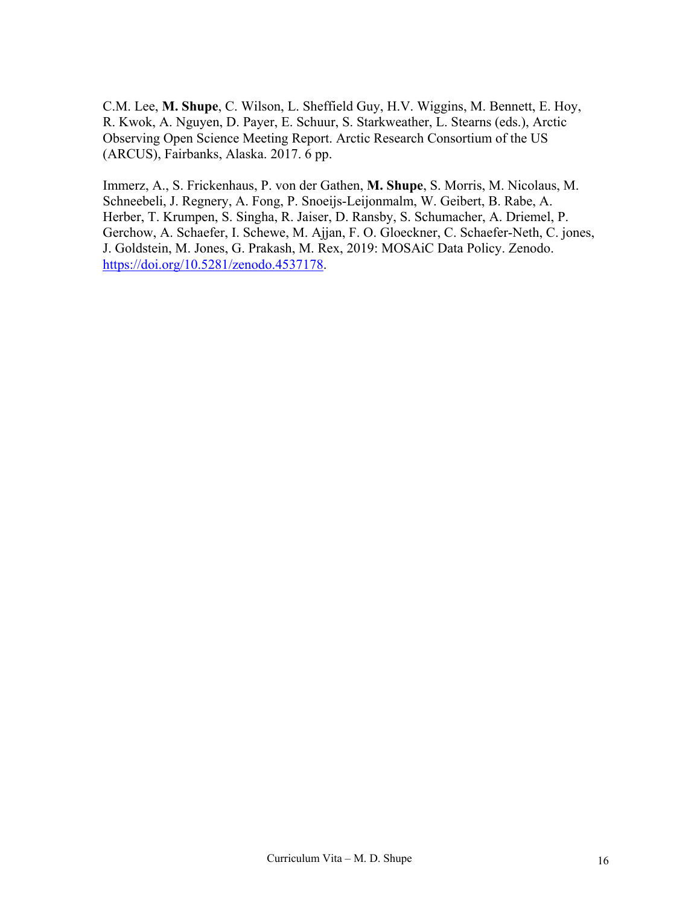C.M. Lee, **M. Shupe**, C. Wilson, L. Sheffield Guy, H.V. Wiggins, M. Bennett, E. Hoy, R. Kwok, A. Nguyen, D. Payer, E. Schuur, S. Starkweather, L. Stearns (eds.), Arctic Observing Open Science Meeting Report. Arctic Research Consortium of the US (ARCUS), Fairbanks, Alaska. 2017. 6 pp.

Immerz, A., S. Frickenhaus, P. von der Gathen, **M. Shupe**, S. Morris, M. Nicolaus, M. Schneebeli, J. Regnery, A. Fong, P. Snoeijs-Leijonmalm, W. Geibert, B. Rabe, A. Herber, T. Krumpen, S. Singha, R. Jaiser, D. Ransby, S. Schumacher, A. Driemel, P. Gerchow, A. Schaefer, I. Schewe, M. Ajjan, F. O. Gloeckner, C. Schaefer-Neth, C. jones, J. Goldstein, M. Jones, G. Prakash, M. Rex, 2019: MOSAiC Data Policy. Zenodo. https://doi.org/10.5281/zenodo.4537178.